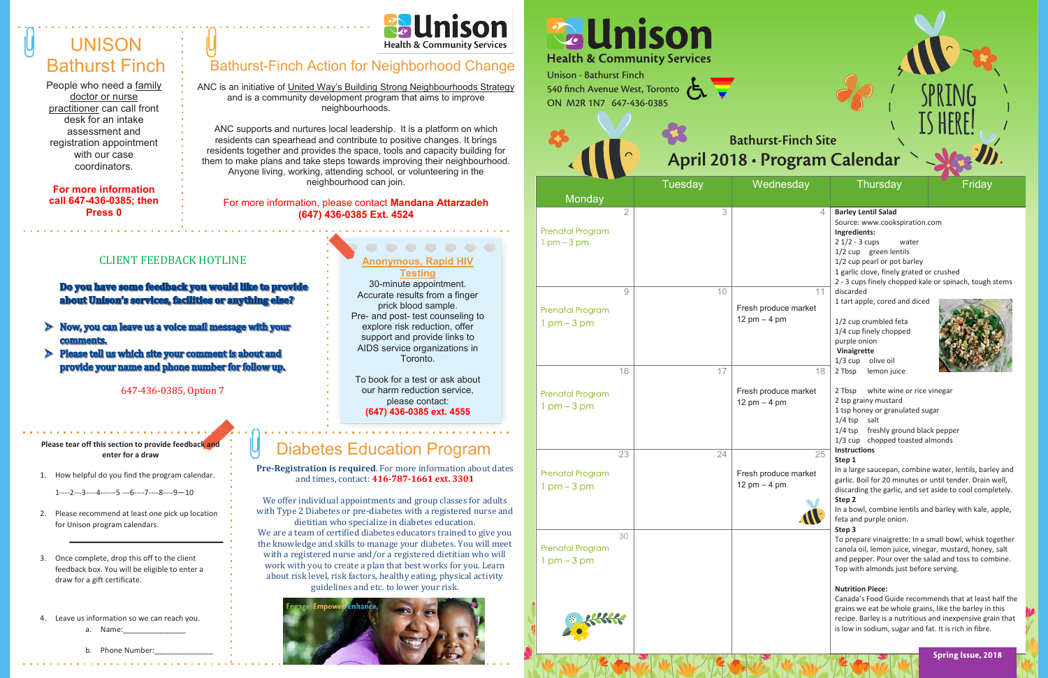# UNISON Bathurst Finch

People who need a family doctor or nurse practitioner can call front desk for an intake assessment and registration appointment with our case coordinators.

**For more information call 647-436-0385; then Press 0**

## Bathurst-Finch Action for Neighborhood Change

ANC is an initiative of United Way's Building Strong Neighbourhoods Strategy and is a community development program that aims to improve neighbourhoods.

ANC supports and nurtures local leadership. It is a platform on which residents can spearhead and contribute to positive changes. It brings residents together and provides the space, tools and capacity building for them to make plans and take steps towards improving their neighbourhood. Anyone living, working, attending school, or volunteering in the neighbourhood can join.

For more information, please contact **Mandana Attarzadeh (647) 436-0385 Ext. 4524**

## CLIENT FEEDBACK HOTLINE

**Do you have some feedback you would like to provide about Unison's services, facilities or anything else?**

- **Now, you can leave us a voice mail message with your comments.**
- **Please tell us which site your comment is about and provide your name and phone number for follow up.**

647-436-0385, Option 7

## Anonymous, Rapid HIV Testing

30-minute appointment.
Accurate results from a finger prick blood sample.
Pre- and post- test counseling to explore risk reduction, offer support and provide links to AIDS service organizations in Toronto.

To book for a test or ask about our harm reduction service, please contact:
**(647) 436-0385 ext. 4555**

**Please tear off this section to provide feedback and enter for a draw**

1. How helpful do you find the program calendar.

   1----2---3----4------5 ---6----7----8----9—10

2. Please recommend at least one pick up location for Unison program calendars.

   ______________________

3. Once complete, drop this off to the client feedback box. You will be eligible to enter a draw for a gift certificate.

4. Leave us information so we can reach you.
   a. Name:_______________
   b. Phone Number:_______________

## Diabetes Education Program

**Pre-Registration is required**. For more information about dates and times, contact: **416-787-1661 ext. 3301**

We offer individual appointments and group classes for adults with Type 2 Diabetes or pre-diabetes with a registered nurse and dietitian who specialize in diabetes education.
We are a team of certified diabetes educators trained to give you the knowledge and skills to manage your diabetes. You will meet with a registered nurse and/or a registered dietitian who will work with you to create a plan that best works for you. Learn about risk level, risk factors, healthy eating, physical activity guidelines and etc. to lower your risk.

Engage. Empower. Enhance.

# Unison Health & Community Services

Unison - Bathurst Finch
540 finch Avenue West, Toronto
ON M2R 1N7 647-436-0385

SPRING IS HERE!

## Bathurst-Finch Site
## April 2018 • Program Calendar

| Monday | Tuesday | Wednesday |
|---|---|---|
| 2<br>Prenatal Program<br>1 pm – 3 pm | 3 | 4 |
| 9<br>Prenatal Program<br>1 pm – 3 pm | 10 | 11<br>Fresh produce market<br>12 pm – 4 pm |
| 16<br>Prenatal Program<br>1 pm – 3 pm | 17 | 18<br>Fresh produce market<br>12 pm – 4 pm |
| 23<br>Prenatal Program<br>1 pm – 3 pm | 24 | 25<br>Fresh produce market<br>12 pm – 4 pm |
| 30<br>Prenatal Program<br>1 pm – 3 pm | | |

### Barley Lentil Salad

Source: www.cookspiration.com

**Ingredients:**
2 1/2 - 3 cups water
1/2 cup green lentils
1/2 cup pearl or pot barley
1 garlic clove, finely grated or crushed
2 - 3 cups finely chopped kale or spinach, tough stems discarded
1 tart apple, cored and diced
1/2 cup crumbled feta
1/4 cup finely chopped purple onion

**Vinaigrette**
1/3 cup olive oil
2 Tbsp lemon juice
2 Tbsp white wine or rice vinegar
2 tsp grainy mustard
1 tsp honey or granulated sugar
1/4 tsp salt
1/4 tsp freshly ground black pepper
1/3 cup chopped toasted almonds

**Instructions**

**Step 1**
In a large saucepan, combine water, lentils, barley and garlic. Boil for 20 minutes or until tender. Drain well, discarding the garlic, and set aside to cool completely.

**Step 2**
In a bowl, combine lentils and barley with kale, apple, feta and purple onion.

**Step 3**
To prepare vinaigrette: In a small bowl, whisk together canola oil, lemon juice, vinegar, mustard, honey, salt and pepper. Pour over the salad and toss to combine. Top with almonds just before serving.

**Nutrition Piece:**
Canada's Food Guide recommends that at least half the grains we eat be whole grains, like the barley in this recipe. Barley is a nutritious and inexpensive grain that is low in sodium, sugar and fat. It is rich in fibre.

**Spring Issue, 2018**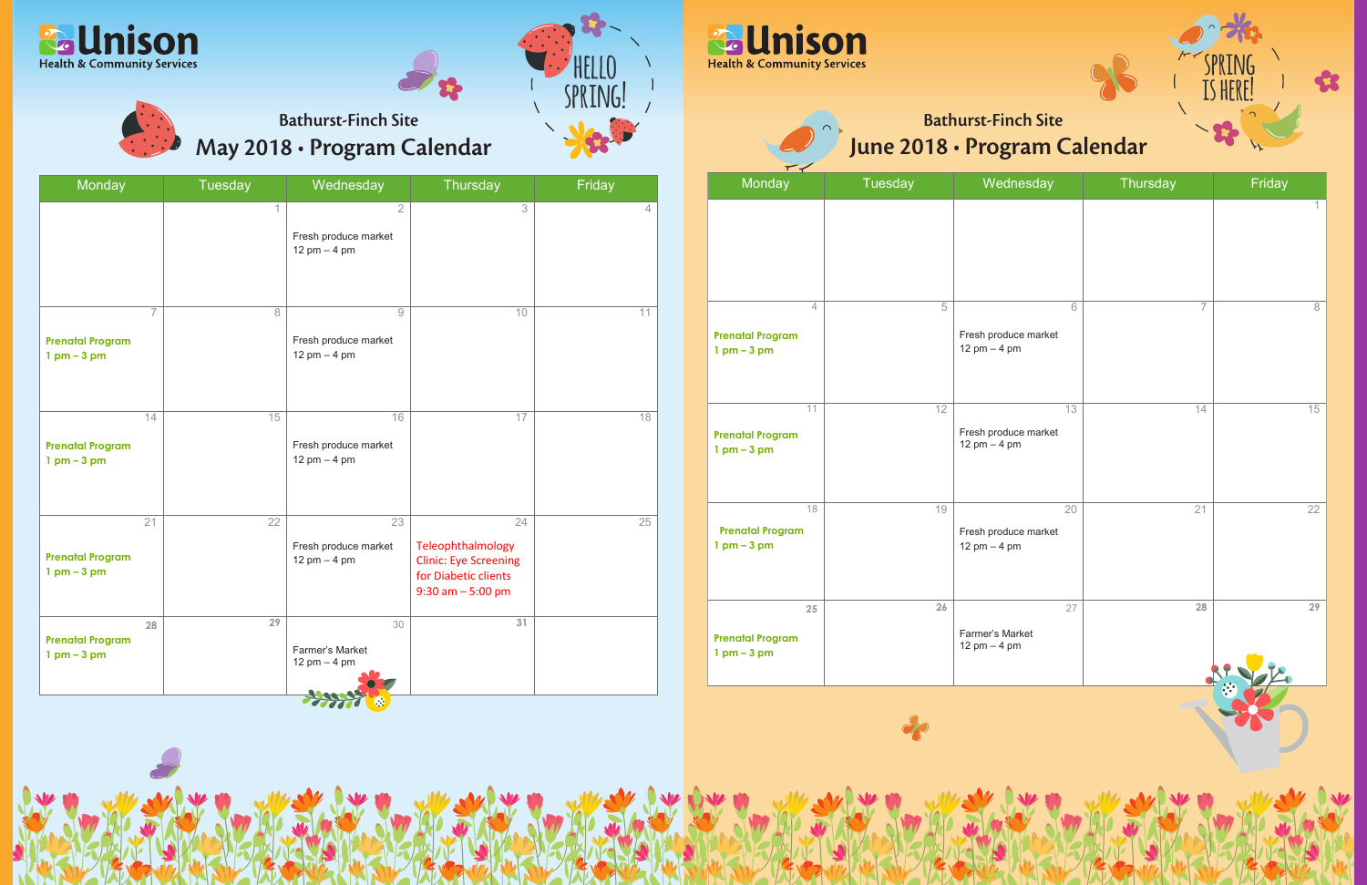Unison Health & Community Services

HELLO SPRING!

## Bathurst-Finch Site
# May 2018 • Program Calendar

| Monday | Tuesday | Wednesday | Thursday | Friday |
|---|---|---|---|---|
| | 1 | 2<br>Fresh produce market<br>12 pm – 4 pm | 3 | 4 |
| 7<br>**Prenatal Program**<br>**1 pm – 3 pm** | 8 | 9<br>Fresh produce market<br>12 pm – 4 pm | 10 | 11 |
| 14<br>**Prenatal Program**<br>**1 pm – 3 pm** | 15 | 16<br>Fresh produce market<br>12 pm – 4 pm | 17 | 18 |
| 21<br>**Prenatal Program**<br>**1 pm – 3 pm** | 22 | 23<br>Fresh produce market<br>12 pm – 4 pm | 24<br>Teleophthalmology Clinic: Eye Screening for Diabetic clients<br>9:30 am – 5:00 pm | 25 |
| 28<br>**Prenatal Program**<br>**1 pm – 3 pm** | 29 | 30<br>Farmer's Market<br>12 pm – 4 pm | 31 | |

Unison Health & Community Services

SPRING IS HERE!

## Bathurst-Finch Site
# June 2018 • Program Calendar

| Monday | Tuesday | Wednesday | Thursday | Friday |
|---|---|---|---|---|
| | | | | 1 |
| 4<br>**Prenatal Program**<br>**1 pm – 3 pm** | 5 | 6<br>Fresh produce market<br>12 pm – 4 pm | 7 | 8 |
| 11<br>**Prenatal Program**<br>**1 pm – 3 pm** | 12 | 13<br>Fresh produce market<br>12 pm – 4 pm | 14 | 15 |
| 18<br>**Prenatal Program**<br>**1 pm – 3 pm** | 19 | 20<br>Fresh produce market<br>12 pm – 4 pm | 21 | 22 |
| 25<br>**Prenatal Program**<br>**1 pm – 3 pm** | 26 | 27<br>Farmer's Market<br>12 pm – 4 pm | 28 | 29 |